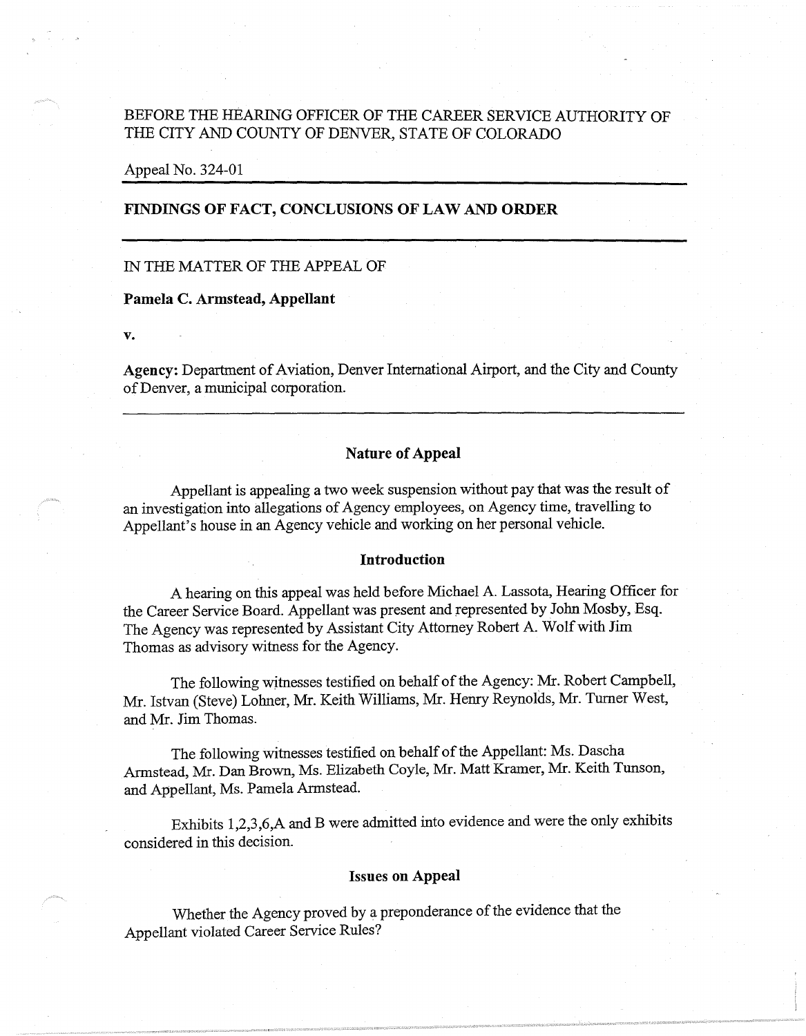BEFORE THE HEARING OFFICER OF THE CAREER SERVICE AUTHORITY OF THE CITY AND COUNTY OF DENVER, STATE OF COLORADO

Appeal No. 324-01

---

**FINDINGS OF FACT, CONCLUSIONS OF LAW AND ORDER**

---

IN THE MATTER OF THE APPEAL OF

**Pamela C. Armstead, Appellant**

**v.**

**Agency:** Department of Aviation, Denver International Airport, and the City and County of Denver, a municipal corporation.

---

## Nature of Appeal

Appellant is appealing a two week suspension without pay that was the result of an investigation into allegations of Agency employees, on Agency time, travelling to Appellant's house in an Agency vehicle and working on her personal vehicle.

## Introduction

A hearing on this appeal was held before Michael A. Lassota, Hearing Officer for the Career Service Board. Appellant was present and represented by John Mosby, Esq. The Agency was represented by Assistant City Attorney Robert A. Wolf with Jim Thomas as advisory witness for the Agency.

The following witnesses testified on behalf of the Agency: Mr. Robert Campbell, Mr. Istvan (Steve) Lohner, Mr. Keith Williams, Mr. Henry Reynolds, Mr. Turner West, and Mr. Jim Thomas.

The following witnesses testified on behalf of the Appellant: Ms. Dascha Armstead, Mr. Dan Brown, Ms. Elizabeth Coyle, Mr. Matt Kramer, Mr. Keith Tunson, and Appellant, Ms. Pamela Armstead.

Exhibits 1,2,3,6,A and B were admitted into evidence and were the only exhibits considered in this decision.

## Issues on Appeal

Whether the Agency proved by a preponderance of the evidence that the Appellant violated Career Service Rules?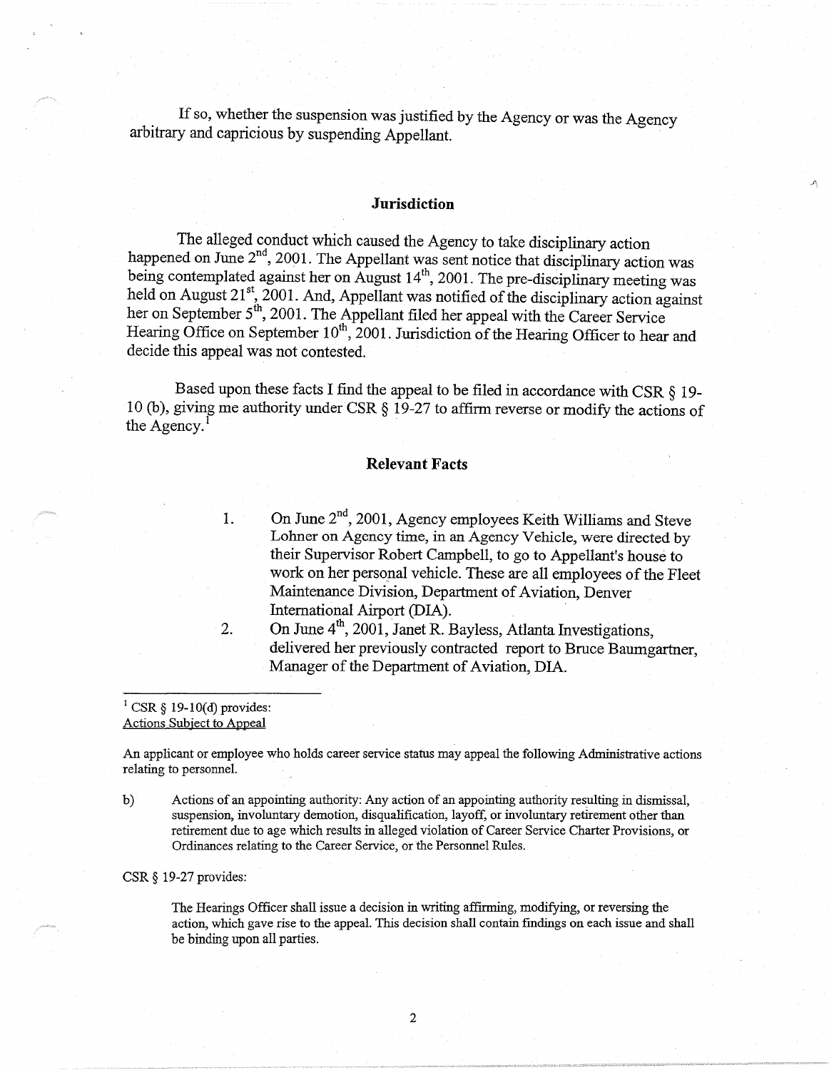If so, whether the suspension was justified by the Agency or was the Agency arbitrary and capricious by suspending Appellant.

## Jurisdiction

The alleged conduct which caused the Agency to take disciplinary action happened on June 2nd, 2001. The Appellant was sent notice that disciplinary action was being contemplated against her on August 14th, 2001. The pre-disciplinary meeting was held on August 21st, 2001. And, Appellant was notified of the disciplinary action against her on September 5th, 2001. The Appellant filed her appeal with the Career Service Hearing Office on September 10th, 2001. Jurisdiction of the Hearing Officer to hear and decide this appeal was not contested.

Based upon these facts I find the appeal to be filed in accordance with CSR § 19-10 (b), giving me authority under CSR § 19-27 to affirm reverse or modify the actions of the Agency.[1]

## Relevant Facts

1. On June 2nd, 2001, Agency employees Keith Williams and Steve Lohner on Agency time, in an Agency Vehicle, were directed by their Supervisor Robert Campbell, to go to Appellant's house to work on her personal vehicle. These are all employees of the Fleet Maintenance Division, Department of Aviation, Denver International Airport (DIA).
2. On June 4th, 2001, Janet R. Bayless, Atlanta Investigations, delivered her previously contracted report to Bruce Baumgartner, Manager of the Department of Aviation, DIA.

---

[1] CSR § 19-10(d) provides:
Actions Subject to Appeal

An applicant or employee who holds career service status may appeal the following Administrative actions relating to personnel.

b) Actions of an appointing authority: Any action of an appointing authority resulting in dismissal, suspension, involuntary demotion, disqualification, layoff, or involuntary retirement other than retirement due to age which results in alleged violation of Career Service Charter Provisions, or Ordinances relating to the Career Service, or the Personnel Rules.

CSR § 19-27 provides:

> The Hearings Officer shall issue a decision in writing affirming, modifying, or reversing the action, which gave rise to the appeal. This decision shall contain findings on each issue and shall be binding upon all parties.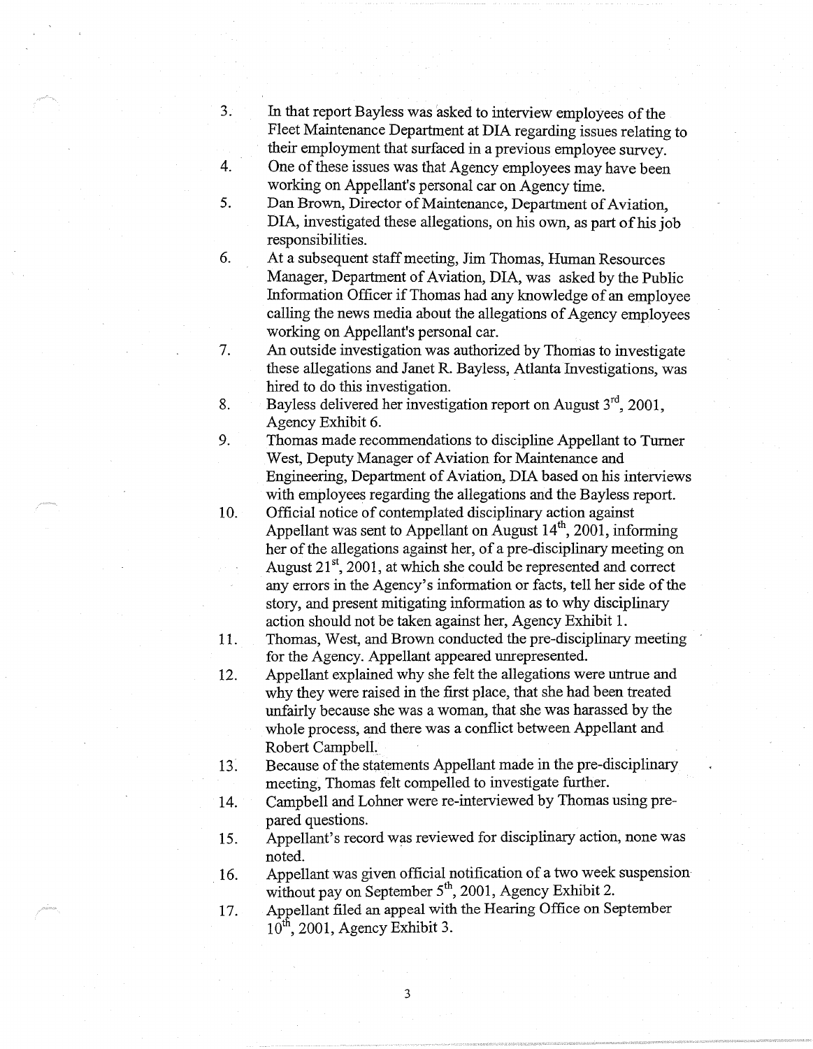3. In that report Bayless was asked to interview employees of the Fleet Maintenance Department at DIA regarding issues relating to their employment that surfaced in a previous employee survey.
4. One of these issues was that Agency employees may have been working on Appellant's personal car on Agency time.
5. Dan Brown, Director of Maintenance, Department of Aviation, DIA, investigated these allegations, on his own, as part of his job responsibilities.
6. At a subsequent staff meeting, Jim Thomas, Human Resources Manager, Department of Aviation, DIA, was asked by the Public Information Officer if Thomas had any knowledge of an employee calling the news media about the allegations of Agency employees working on Appellant's personal car.
7. An outside investigation was authorized by Thomas to investigate these allegations and Janet R. Bayless, Atlanta Investigations, was hired to do this investigation.
8. Bayless delivered her investigation report on August 3rd, 2001, Agency Exhibit 6.
9. Thomas made recommendations to discipline Appellant to Turner West, Deputy Manager of Aviation for Maintenance and Engineering, Department of Aviation, DIA based on his interviews with employees regarding the allegations and the Bayless report.
10. Official notice of contemplated disciplinary action against Appellant was sent to Appellant on August 14th, 2001, informing her of the allegations against her, of a pre-disciplinary meeting on August 21st, 2001, at which she could be represented and correct any errors in the Agency's information or facts, tell her side of the story, and present mitigating information as to why disciplinary action should not be taken against her, Agency Exhibit 1.
11. Thomas, West, and Brown conducted the pre-disciplinary meeting for the Agency. Appellant appeared unrepresented.
12. Appellant explained why she felt the allegations were untrue and why they were raised in the first place, that she had been treated unfairly because she was a woman, that she was harassed by the whole process, and there was a conflict between Appellant and Robert Campbell.
13. Because of the statements Appellant made in the pre-disciplinary meeting, Thomas felt compelled to investigate further.
14. Campbell and Lohner were re-interviewed by Thomas using pre-pared questions.
15. Appellant's record was reviewed for disciplinary action, none was noted.
16. Appellant was given official notification of a two week suspension without pay on September 5th, 2001, Agency Exhibit 2.
17. Appellant filed an appeal with the Hearing Office on September 10th, 2001, Agency Exhibit 3.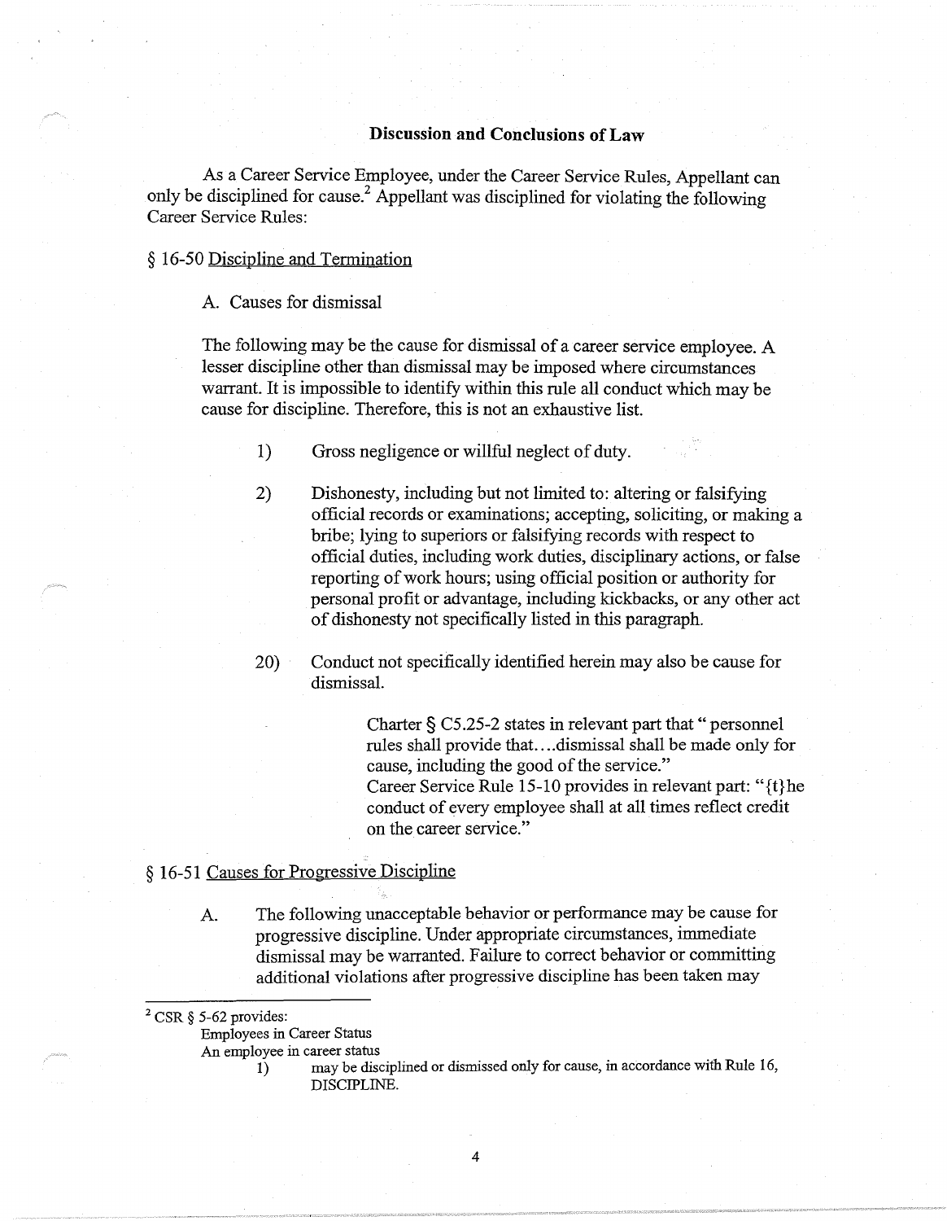## Discussion and Conclusions of Law

As a Career Service Employee, under the Career Service Rules, Appellant can only be disciplined for cause.[2] Appellant was disciplined for violating the following Career Service Rules:

§ 16-50 Discipline and Termination

A. Causes for dismissal

The following may be the cause for dismissal of a career service employee. A lesser discipline other than dismissal may be imposed where circumstances warrant. It is impossible to identify within this rule all conduct which may be cause for discipline. Therefore, this is not an exhaustive list.

1) Gross negligence or willful neglect of duty.

2) Dishonesty, including but not limited to: altering or falsifying official records or examinations; accepting, soliciting, or making a bribe; lying to superiors or falsifying records with respect to official duties, including work duties, disciplinary actions, or false reporting of work hours; using official position or authority for personal profit or advantage, including kickbacks, or any other act of dishonesty not specifically listed in this paragraph.

20) Conduct not specifically identified herein may also be cause for dismissal.

> Charter § C5.25-2 states in relevant part that " personnel rules shall provide that....dismissal shall be made only for cause, including the good of the service."
> Career Service Rule 15-10 provides in relevant part: "{t}he conduct of every employee shall at all times reflect credit on the career service."

§ 16-51 Causes for Progressive Discipline

A. The following unacceptable behavior or performance may be cause for progressive discipline. Under appropriate circumstances, immediate dismissal may be warranted. Failure to correct behavior or committing additional violations after progressive discipline has been taken may

---

[2] CSR § 5-62 provides:
Employees in Career Status
An employee in career status
1) may be disciplined or dismissed only for cause, in accordance with Rule 16, DISCIPLINE.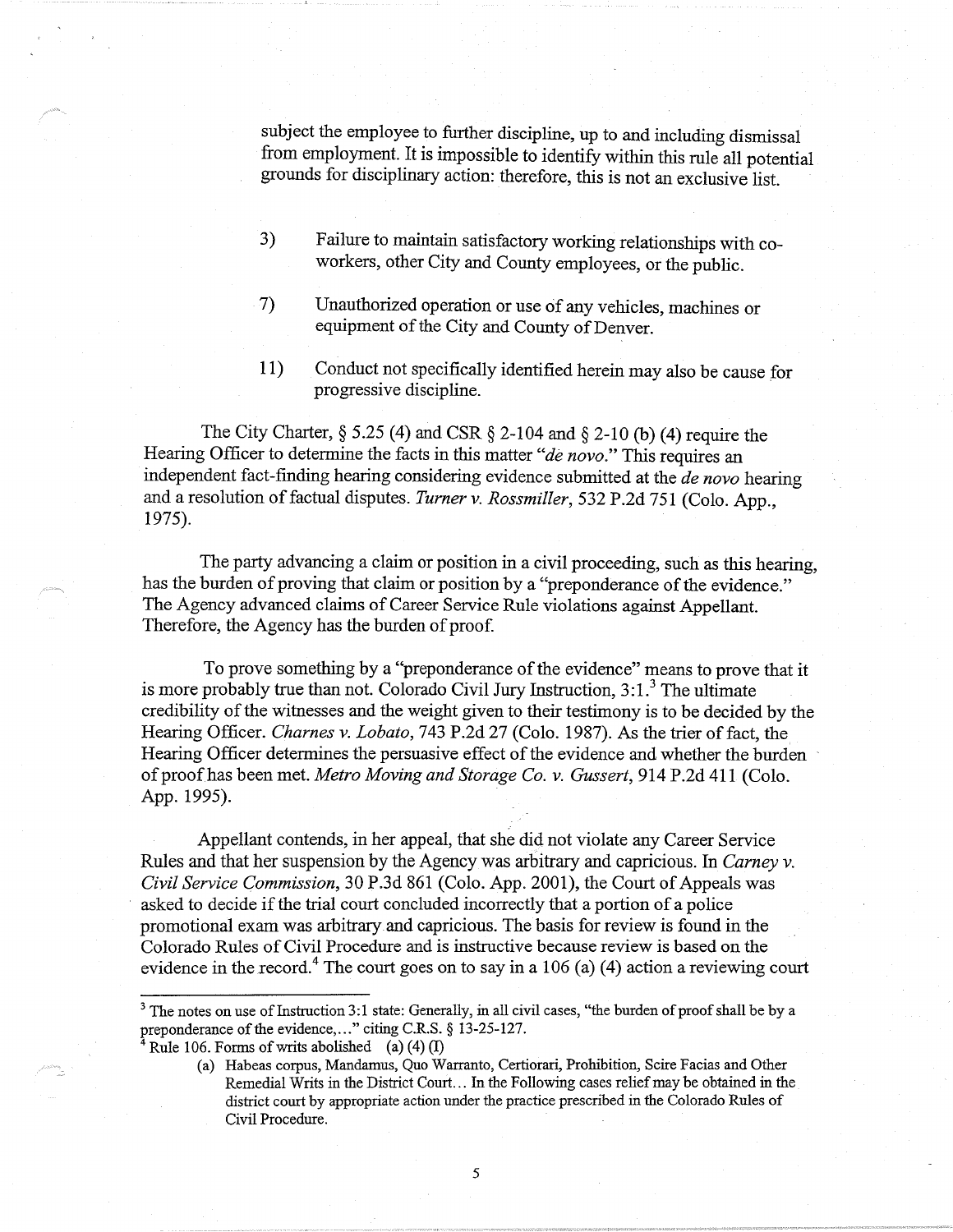subject the employee to further discipline, up to and including dismissal from employment. It is impossible to identify within this rule all potential grounds for disciplinary action: therefore, this is not an exclusive list.

3) Failure to maintain satisfactory working relationships with co-workers, other City and County employees, or the public.

7) Unauthorized operation or use of any vehicles, machines or equipment of the City and County of Denver.

11) Conduct not specifically identified herein may also be cause for progressive discipline.

The City Charter, § 5.25 (4) and CSR § 2-104 and § 2-10 (b) (4) require the Hearing Officer to determine the facts in this matter "*de novo*." This requires an independent fact-finding hearing considering evidence submitted at the *de novo* hearing and a resolution of factual disputes. *Turner v. Rossmiller*, 532 P.2d 751 (Colo. App., 1975).

The party advancing a claim or position in a civil proceeding, such as this hearing, has the burden of proving that claim or position by a "preponderance of the evidence." The Agency advanced claims of Career Service Rule violations against Appellant. Therefore, the Agency has the burden of proof.

To prove something by a "preponderance of the evidence" means to prove that it is more probably true than not. Colorado Civil Jury Instruction, 3:1.[3] The ultimate credibility of the witnesses and the weight given to their testimony is to be decided by the Hearing Officer. *Charnes v. Lobato*, 743 P.2d 27 (Colo. 1987). As the trier of fact, the Hearing Officer determines the persuasive effect of the evidence and whether the burden of proof has been met. *Metro Moving and Storage Co. v. Gussert*, 914 P.2d 411 (Colo. App. 1995).

Appellant contends, in her appeal, that she did not violate any Career Service Rules and that her suspension by the Agency was arbitrary and capricious. In *Carney v. Civil Service Commission*, 30 P.3d 861 (Colo. App. 2001), the Court of Appeals was asked to decide if the trial court concluded incorrectly that a portion of a police promotional exam was arbitrary and capricious. The basis for review is found in the Colorado Rules of Civil Procedure and is instructive because review is based on the evidence in the record.[4] The court goes on to say in a 106 (a) (4) action a reviewing court

---

[3] The notes on use of Instruction 3:1 state: Generally, in all civil cases, "the burden of proof shall be by a preponderance of the evidence,..." citing C.R.S. § 13-25-127.

[4] Rule 106. Forms of writs abolished (a) (4) (I)

(a) Habeas corpus, Mandamus, Quo Warranto, Certiorari, Prohibition, Scire Facias and Other Remedial Writs in the District Court... In the Following cases relief may be obtained in the district court by appropriate action under the practice prescribed in the Colorado Rules of Civil Procedure.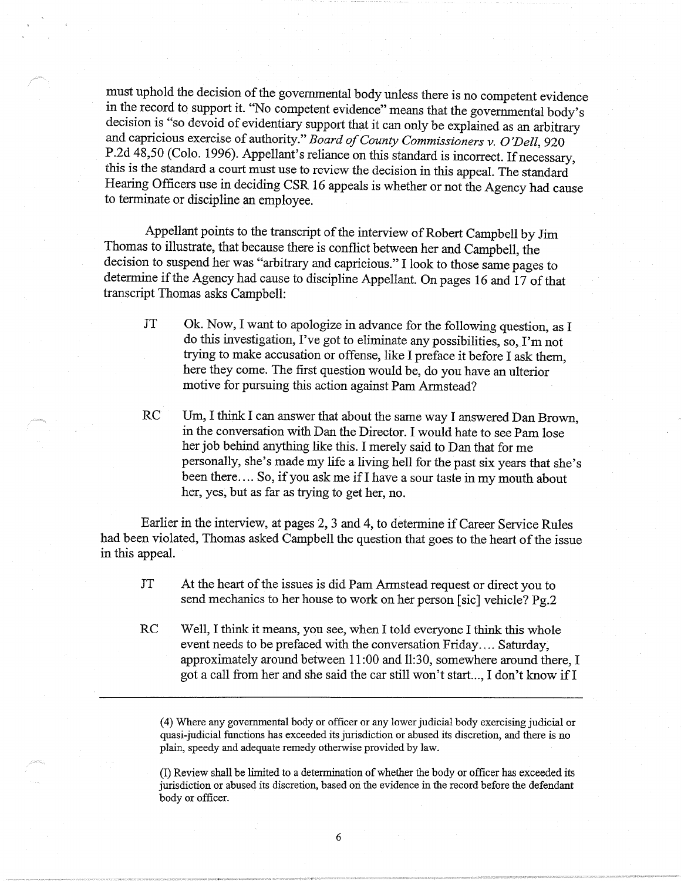must uphold the decision of the governmental body unless there is no competent evidence in the record to support it. "No competent evidence" means that the governmental body's decision is "so devoid of evidentiary support that it can only be explained as an arbitrary and capricious exercise of authority." *Board of County Commissioners v. O'Dell*, 920 P.2d 48,50 (Colo. 1996). Appellant's reliance on this standard is incorrect. If necessary, this is the standard a court must use to review the decision in this appeal. The standard Hearing Officers use in deciding CSR 16 appeals is whether or not the Agency had cause to terminate or discipline an employee.

Appellant points to the transcript of the interview of Robert Campbell by Jim Thomas to illustrate, that because there is conflict between her and Campbell, the decision to suspend her was "arbitrary and capricious." I look to those same pages to determine if the Agency had cause to discipline Appellant. On pages 16 and 17 of that transcript Thomas asks Campbell:

> JT Ok. Now, I want to apologize in advance for the following question, as I do this investigation, I've got to eliminate any possibilities, so, I'm not trying to make accusation or offense, like I preface it before I ask them, here they come. The first question would be, do you have an ulterior motive for pursuing this action against Pam Armstead?
>
> RC Um, I think I can answer that about the same way I answered Dan Brown, in the conversation with Dan the Director. I would hate to see Pam lose her job behind anything like this. I merely said to Dan that for me personally, she's made my life a living hell for the past six years that she's been there.... So, if you ask me if I have a sour taste in my mouth about her, yes, but as far as trying to get her, no.

Earlier in the interview, at pages 2, 3 and 4, to determine if Career Service Rules had been violated, Thomas asked Campbell the question that goes to the heart of the issue in this appeal.

> JT At the heart of the issues is did Pam Armstead request or direct you to send mechanics to her house to work on her person [sic] vehicle? Pg.2
>
> RC Well, I think it means, you see, when I told everyone I think this whole event needs to be prefaced with the conversation Friday.... Saturday, approximately around between 11:00 and 11:30, somewhere around there, I got a call from her and she said the car still won't start..., I don't know if I

---

(4) Where any governmental body or officer or any lower judicial body exercising judicial or quasi-judicial functions has exceeded its jurisdiction or abused its discretion, and there is no plain, speedy and adequate remedy otherwise provided by law.

(I) Review shall be limited to a determination of whether the body or officer has exceeded its jurisdiction or abused its discretion, based on the evidence in the record before the defendant body or officer.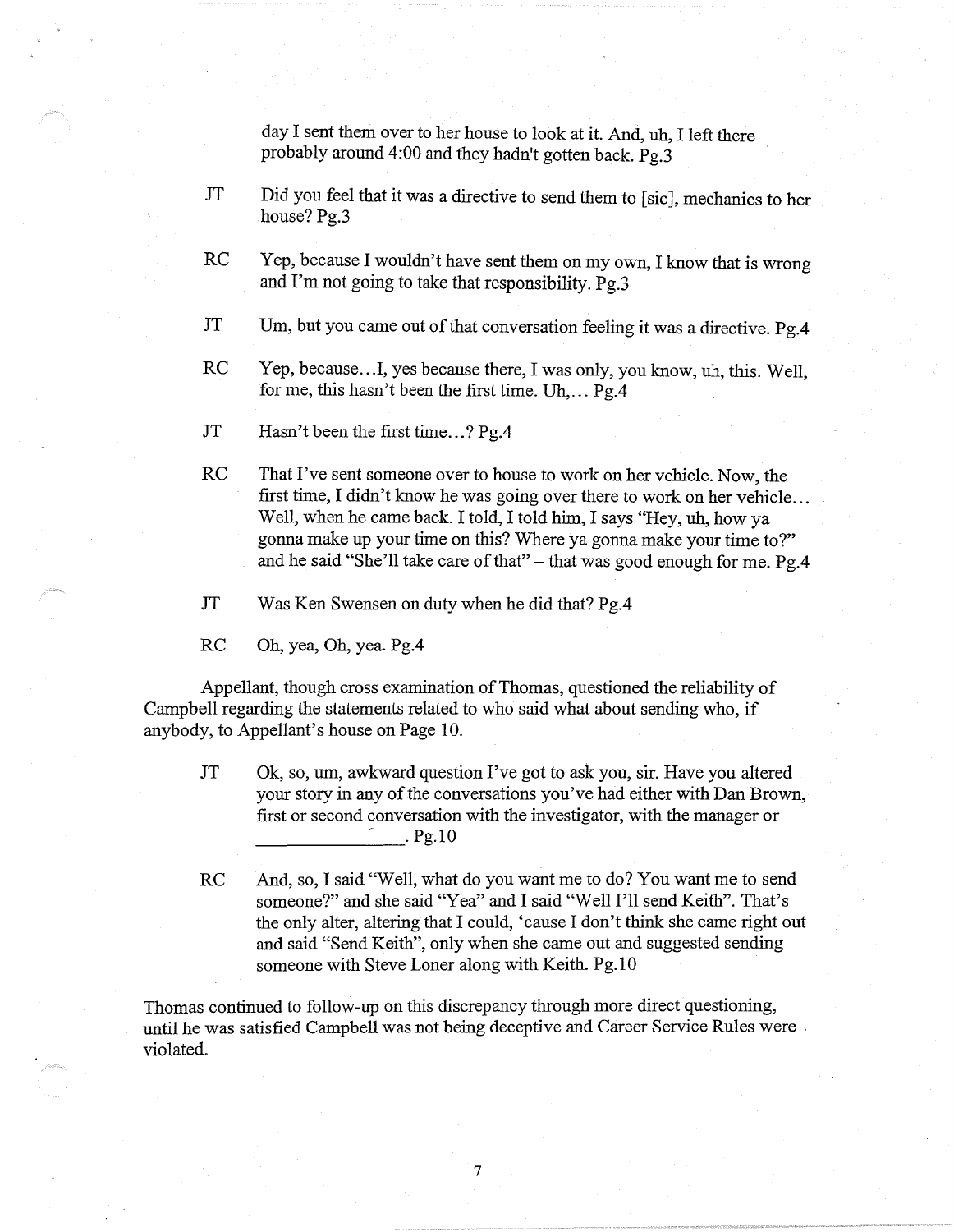day I sent them over to her house to look at it. And, uh, I left there probably around 4:00 and they hadn't gotten back. Pg.3

JT Did you feel that it was a directive to send them to [sic], mechanics to her house? Pg.3

RC Yep, because I wouldn't have sent them on my own, I know that is wrong and I'm not going to take that responsibility. Pg.3

JT Um, but you came out of that conversation feeling it was a directive. Pg.4

RC Yep, because…I, yes because there, I was only, you know, uh, this. Well, for me, this hasn't been the first time. Uh,… Pg.4

JT Hasn't been the first time…? Pg.4

RC That I've sent someone over to house to work on her vehicle. Now, the first time, I didn't know he was going over there to work on her vehicle… Well, when he came back. I told, I told him, I says "Hey, uh, how ya gonna make up your time on this? Where ya gonna make your time to?" and he said "She'll take care of that" – that was good enough for me. Pg.4

JT Was Ken Swensen on duty when he did that? Pg.4

RC Oh, yea, Oh, yea. Pg.4

Appellant, though cross examination of Thomas, questioned the reliability of Campbell regarding the statements related to who said what about sending who, if anybody, to Appellant's house on Page 10.

JT Ok, so, um, awkward question I've got to ask you, sir. Have you altered your story in any of the conversations you've had either with Dan Brown, first or second conversation with the investigator, with the manager or \_\_\_\_\_\_\_\_\_\_\_\_\_\_\_. Pg.10

RC And, so, I said "Well, what do you want me to do? You want me to send someone?" and she said "Yea" and I said "Well I'll send Keith". That's the only alter, altering that I could, 'cause I don't think she came right out and said "Send Keith", only when she came out and suggested sending someone with Steve Loner along with Keith. Pg.10

Thomas continued to follow-up on this discrepancy through more direct questioning, until he was satisfied Campbell was not being deceptive and Career Service Rules were violated.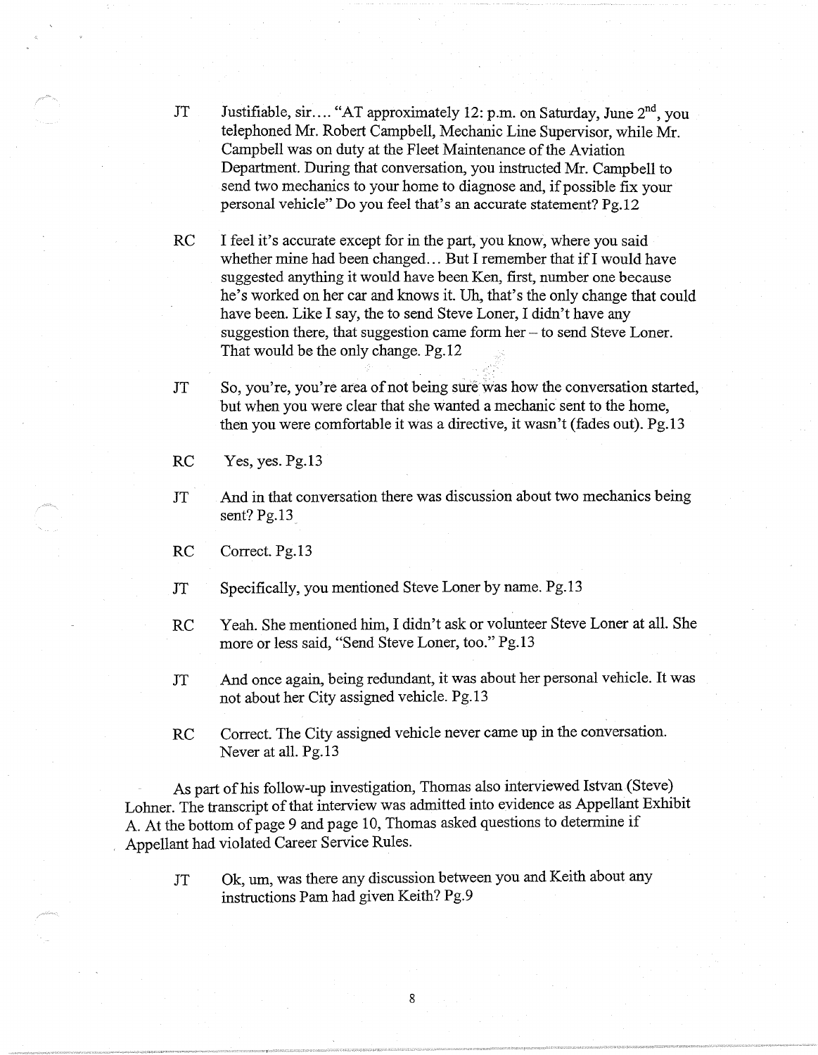JT Justifiable, sir…. "AT approximately 12: p.m. on Saturday, June 2nd, you telephoned Mr. Robert Campbell, Mechanic Line Supervisor, while Mr. Campbell was on duty at the Fleet Maintenance of the Aviation Department. During that conversation, you instructed Mr. Campbell to send two mechanics to your home to diagnose and, if possible fix your personal vehicle" Do you feel that's an accurate statement? Pg.12

RC I feel it's accurate except for in the part, you know, where you said whether mine had been changed… But I remember that if I would have suggested anything it would have been Ken, first, number one because he's worked on her car and knows it. Uh, that's the only change that could have been. Like I say, the to send Steve Loner, I didn't have any suggestion there, that suggestion came form her – to send Steve Loner. That would be the only change. Pg.12

JT So, you're, you're area of not being sure was how the conversation started, but when you were clear that she wanted a mechanic sent to the home, then you were comfortable it was a directive, it wasn't (fades out). Pg.13

RC Yes, yes. Pg.13

JT And in that conversation there was discussion about two mechanics being sent? Pg.13

RC Correct. Pg.13

JT Specifically, you mentioned Steve Loner by name. Pg.13

RC Yeah. She mentioned him, I didn't ask or volunteer Steve Loner at all. She more or less said, "Send Steve Loner, too." Pg.13

JT And once again, being redundant, it was about her personal vehicle. It was not about her City assigned vehicle. Pg.13

RC Correct. The City assigned vehicle never came up in the conversation. Never at all. Pg.13

As part of his follow-up investigation, Thomas also interviewed Istvan (Steve) Lohner. The transcript of that interview was admitted into evidence as Appellant Exhibit A. At the bottom of page 9 and page 10, Thomas asked questions to determine if Appellant had violated Career Service Rules.

JT Ok, um, was there any discussion between you and Keith about any instructions Pam had given Keith? Pg.9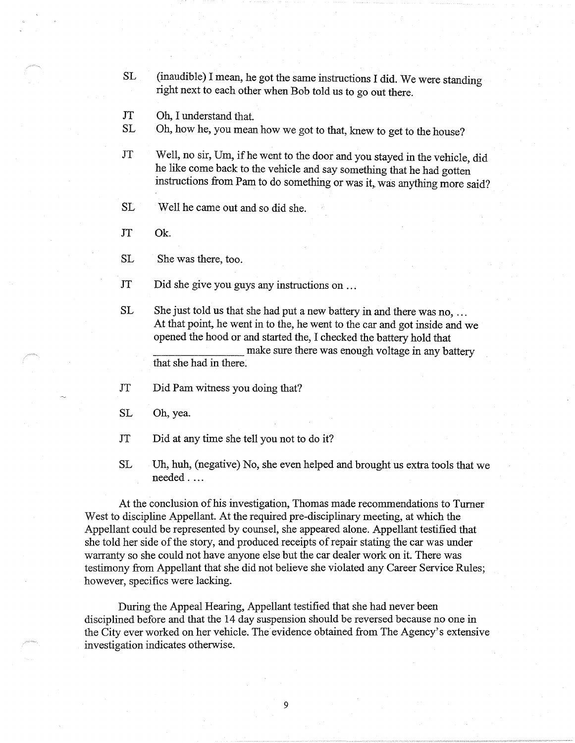SL (inaudible) I mean, he got the same instructions I did. We were standing right next to each other when Bob told us to go out there.

JT Oh, I understand that.

SL Oh, how he, you mean how we got to that, knew to get to the house?

JT Well, no sir, Um, if he went to the door and you stayed in the vehicle, did he like come back to the vehicle and say something that he had gotten instructions from Pam to do something or was it, was anything more said?

SL Well he came out and so did she.

JT Ok.

SL She was there, too.

JT Did she give you guys any instructions on …

SL She just told us that she had put a new battery in and there was no, … At that point, he went in to the, he went to the car and got inside and we opened the hood or and started the, I checked the battery hold that \_\_\_\_\_\_\_\_\_\_\_\_\_\_\_\_ make sure there was enough voltage in any battery that she had in there.

JT Did Pam witness you doing that?

SL Oh, yea.

JT Did at any time she tell you not to do it?

SL Uh, huh, (negative) No, she even helped and brought us extra tools that we needed . …

At the conclusion of his investigation, Thomas made recommendations to Turner West to discipline Appellant. At the required pre-disciplinary meeting, at which the Appellant could be represented by counsel, she appeared alone. Appellant testified that she told her side of the story, and produced receipts of repair stating the car was under warranty so she could not have anyone else but the car dealer work on it. There was testimony from Appellant that she did not believe she violated any Career Service Rules; however, specifics were lacking.

During the Appeal Hearing, Appellant testified that she had never been disciplined before and that the 14 day suspension should be reversed because no one in the City ever worked on her vehicle. The evidence obtained from The Agency's extensive investigation indicates otherwise.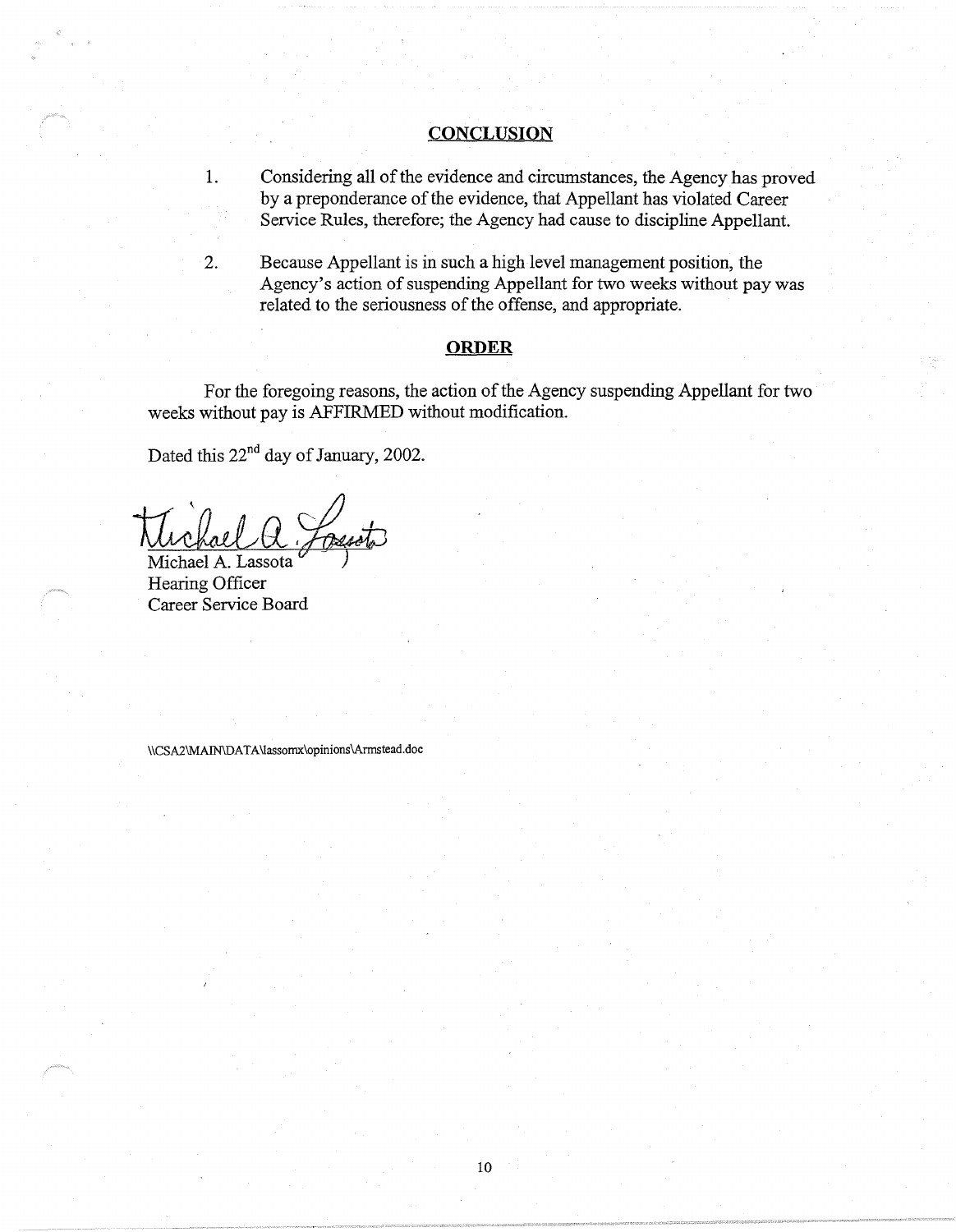## CONCLUSION

1. Considering all of the evidence and circumstances, the Agency has proved by a preponderance of the evidence, that Appellant has violated Career Service Rules, therefore; the Agency had cause to discipline Appellant.

2. Because Appellant is in such a high level management position, the Agency's action of suspending Appellant for two weeks without pay was related to the seriousness of the offense, and appropriate.

## ORDER

For the foregoing reasons, the action of the Agency suspending Appellant for two weeks without pay is AFFIRMED without modification.

Dated this 22nd day of January, 2002.

Michael A. Lassota
Hearing Officer
Career Service Board

\\CSA2\MAIN\DATA\lassomx\opinions\Armstead.doc